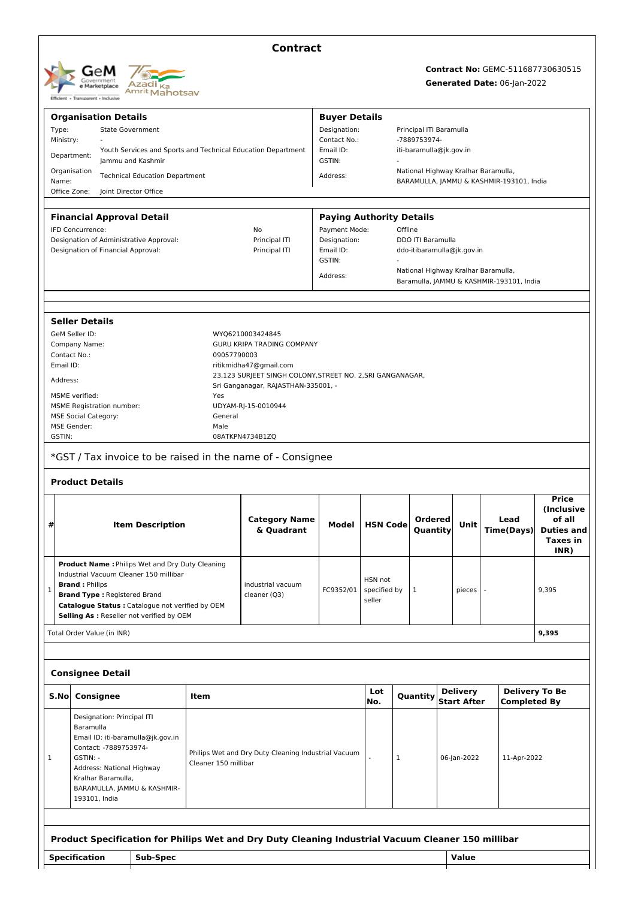# Contract

**Contract No:** GEMC-511687730630515
**Generated Date:** 06-Jan-2022

## Organisation Details

| | |
|---|---|
| Type: | State Government |
| Ministry: | - |
| Department: | Youth Services and Sports and Technical Education Department Jammu and Kashmir |
| Organisation Name: | Technical Education Department |
| Office Zone: | Joint Director Office |

## Buyer Details

| | |
|---|---|
| Designation: | Principal ITI Baramulla |
| Contact No.: | -7889753974- |
| Email ID: | iti-baramulla@jk.gov.in |
| GSTIN: | - |
| Address: | National Highway Kralhar Baramulla, BARAMULLA, JAMMU & KASHMIR-193101, India |

## Financial Approval Detail

| | |
|---|---|
| IFD Concurrence: | No |
| Designation of Administrative Approval: | Principal ITI |
| Designation of Financial Approval: | Principal ITI |

## Paying Authority Details

| | |
|---|---|
| Payment Mode: | Offline |
| Designation: | DDO ITI Baramulla |
| Email ID: | ddo-itibaramulla@jk.gov.in |
| GSTIN: | - |
| Address: | National Highway Kralhar Baramulla, Baramulla, JAMMU & KASHMIR-193101, India |

## Seller Details

| | |
|---|---|
| GeM Seller ID: | WYQ6210003424845 |
| Company Name: | GURU KRIPA TRADING COMPANY |
| Contact No.: | 09057790003 |
| Email ID: | ritikmidha47@gmail.com |
| Address: | 23,123 SURJEET SINGH COLONY,STREET NO. 2,SRI GANGANAGAR, Sri Ganganagar, RAJASTHAN-335001, - |
| MSME verified: | Yes |
| MSME Registration number: | UDYAM-RJ-15-0010944 |
| MSE Social Category: | General |
| MSE Gender: | Male |
| GSTIN: | 08ATKPN4734B1ZQ |

*GST / Tax invoice to be raised in the name of - Consignee

## Product Details

| # | Item Description | Category Name & Quadrant | Model | HSN Code | Ordered Quantity | Unit | Lead Time(Days) | Price (Inclusive of all Duties and Taxes in INR) |
|---|---|---|---|---|---|---|---|---|
| 1 | **Product Name :** Philips Wet and Dry Duty Cleaning Industrial Vacuum Cleaner 150 millibar<br>**Brand :** Philips<br>**Brand Type :** Registered Brand<br>**Catalogue Status :** Catalogue not verified by OEM<br>**Selling As :** Reseller not verified by OEM | industrial vacuum cleaner (Q3) | FC9352/01 | HSN not specified by seller | 1 | pieces | - | 9,395 |
| Total Order Value (in INR) | | | | | | | | **9,395** |

## Consignee Detail

| S.No | Consignee | Item | Lot No. | Quantity | Delivery Start After | Delivery To Be Completed By |
|---|---|---|---|---|---|---|
| 1 | Designation: Principal ITI Baramulla<br>Email ID: iti-baramulla@jk.gov.in<br>Contact: -7889753974-<br>GSTIN: -<br>Address: National Highway Kralhar Baramulla, BARAMULLA, JAMMU & KASHMIR-193101, India | Philips Wet and Dry Duty Cleaning Industrial Vacuum Cleaner 150 millibar | - | 1 | 06-Jan-2022 | 11-Apr-2022 |

## Product Specification for Philips Wet and Dry Duty Cleaning Industrial Vacuum Cleaner 150 millibar

| Specification | Sub-Spec | Value |
|---|---|---|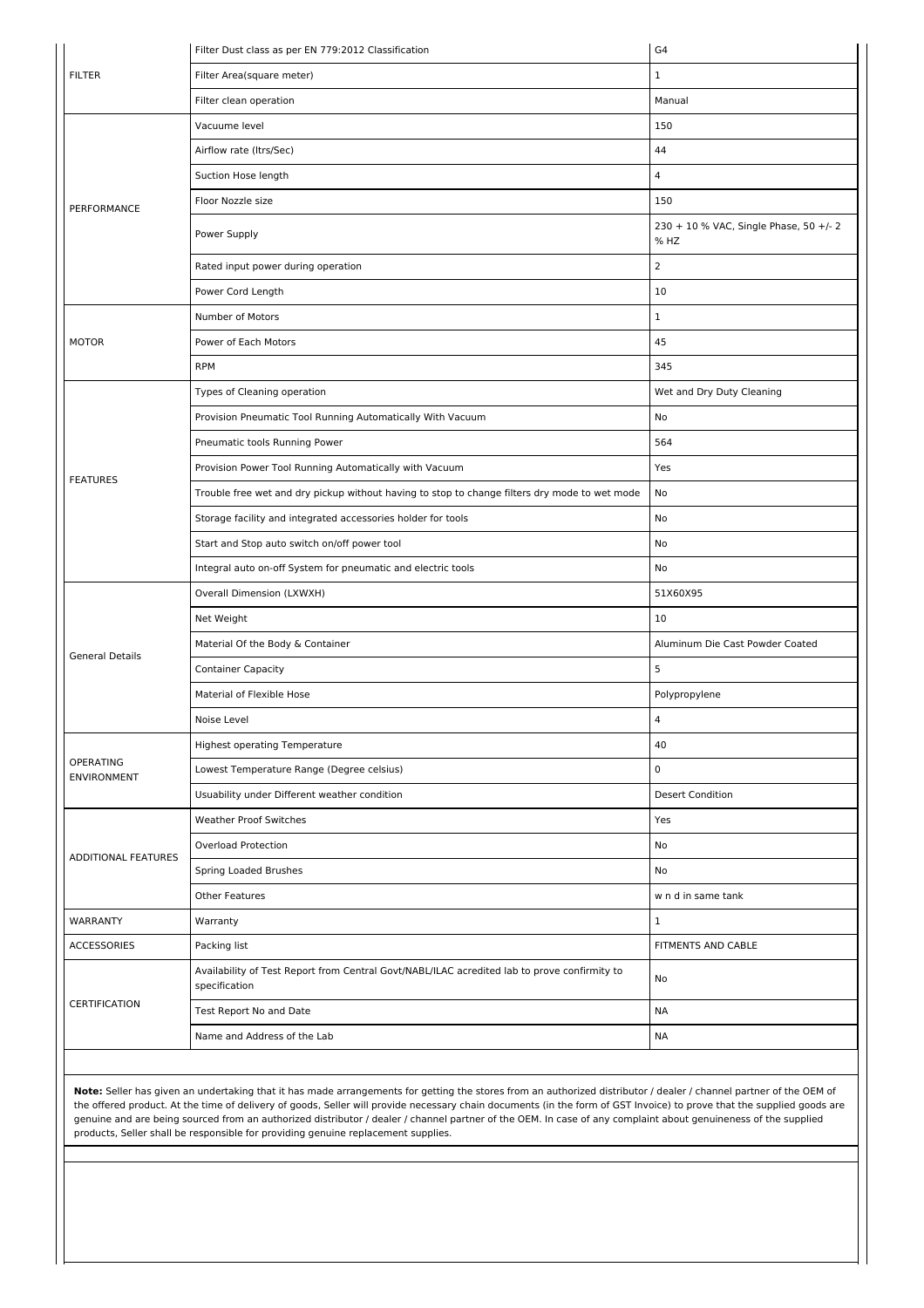| | | |
|---|---|---|
| FILTER | Filter Dust class as per EN 779:2012 Classification | G4 |
| | Filter Area(square meter) | 1 |
| | Filter clean operation | Manual |
| PERFORMANCE | Vacuume level | 150 |
| | Airflow rate (ltrs/Sec) | 44 |
| | Suction Hose length | 4 |
| | Floor Nozzle size | 150 |
| | Power Supply | 230 + 10 % VAC, Single Phase, 50 +/- 2 % HZ |
| | Rated input power during operation | 2 |
| | Power Cord Length | 10 |
| MOTOR | Number of Motors | 1 |
| | Power of Each Motors | 45 |
| | RPM | 345 |
| FEATURES | Types of Cleaning operation | Wet and Dry Duty Cleaning |
| | Provision Pneumatic Tool Running Automatically With Vacuum | No |
| | Pneumatic tools Running Power | 564 |
| | Provision Power Tool Running Automatically with Vacuum | Yes |
| | Trouble free wet and dry pickup without having to stop to change filters dry mode to wet mode | No |
| | Storage facility and integrated accessories holder for tools | No |
| | Start and Stop auto switch on/off power tool | No |
| | Integral auto on-off System for pneumatic and electric tools | No |
| General Details | Overall Dimension (LXWXH) | 51X60X95 |
| | Net Weight | 10 |
| | Material Of the Body & Container | Aluminum Die Cast Powder Coated |
| | Container Capacity | 5 |
| | Material of Flexible Hose | Polypropylene |
| | Noise Level | 4 |
| OPERATING ENVIRONMENT | Highest operating Temperature | 40 |
| | Lowest Temperature Range (Degree celsius) | 0 |
| | Usuability under Different weather condition | Desert Condition |
| ADDITIONAL FEATURES | Weather Proof Switches | Yes |
| | Overload Protection | No |
| | Spring Loaded Brushes | No |
| | Other Features | w n d in same tank |
| WARRANTY | Warranty | 1 |
| ACCESSORIES | Packing list | FITMENTS AND CABLE |
| CERTIFICATION | Availability of Test Report from Central Govt/NABL/ILAC acredited lab to prove confirmity to specification | No |
| | Test Report No and Date | NA |
| | Name and Address of the Lab | NA |

**Note:** Seller has given an undertaking that it has made arrangements for getting the stores from an authorized distributor / dealer / channel partner of the OEM of the offered product. At the time of delivery of goods, Seller will provide necessary chain documents (in the form of GST Invoice) to prove that the supplied goods are genuine and are being sourced from an authorized distributor / dealer / channel partner of the OEM. In case of any complaint about genuineness of the supplied products, Seller shall be responsible for providing genuine replacement supplies.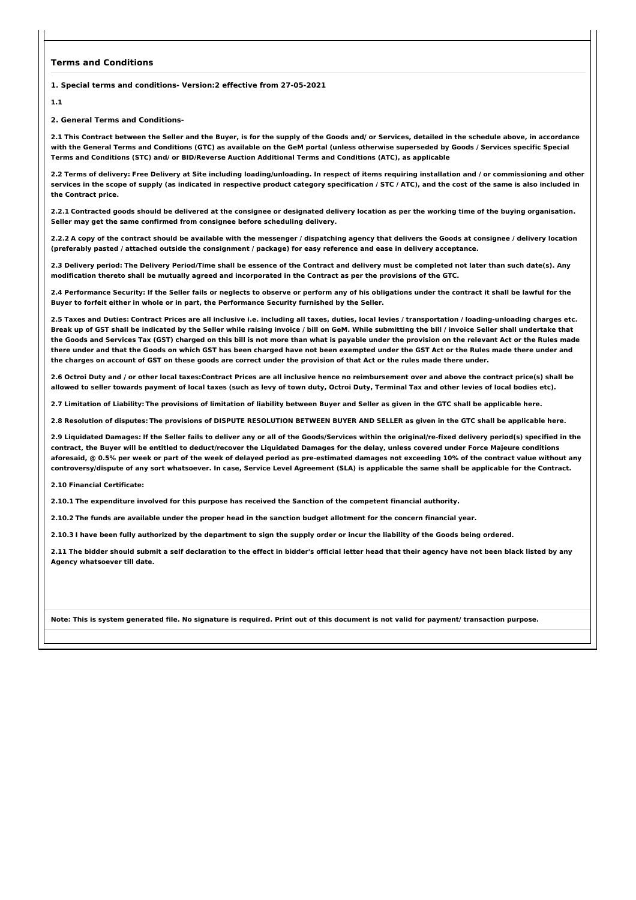## Terms and Conditions

**1. Special terms and conditions- Version:2 effective from 27-05-2021**

**1.1**

**2. General Terms and Conditions-**

**2.1 This Contract between the Seller and the Buyer, is for the supply of the Goods and/ or Services, detailed in the schedule above, in accordance with the General Terms and Conditions (GTC) as available on the GeM portal (unless otherwise superseded by Goods / Services specific Special Terms and Conditions (STC) and/ or BID/Reverse Auction Additional Terms and Conditions (ATC), as applicable**

**2.2 Terms of delivery: Free Delivery at Site including loading/unloading. In respect of items requiring installation and / or commissioning and other services in the scope of supply (as indicated in respective product category specification / STC / ATC), and the cost of the same is also included in the Contract price.**

**2.2.1 Contracted goods should be delivered at the consignee or designated delivery location as per the working time of the buying organisation. Seller may get the same confirmed from consignee before scheduling delivery.**

**2.2.2 A copy of the contract should be available with the messenger / dispatching agency that delivers the Goods at consignee / delivery location (preferably pasted / attached outside the consignment / package) for easy reference and ease in delivery acceptance.**

**2.3 Delivery period: The Delivery Period/Time shall be essence of the Contract and delivery must be completed not later than such date(s). Any modification thereto shall be mutually agreed and incorporated in the Contract as per the provisions of the GTC.**

**2.4 Performance Security: If the Seller fails or neglects to observe or perform any of his obligations under the contract it shall be lawful for the Buyer to forfeit either in whole or in part, the Performance Security furnished by the Seller.**

**2.5 Taxes and Duties: Contract Prices are all inclusive i.e. including all taxes, duties, local levies / transportation / loading-unloading charges etc. Break up of GST shall be indicated by the Seller while raising invoice / bill on GeM. While submitting the bill / invoice Seller shall undertake that the Goods and Services Tax (GST) charged on this bill is not more than what is payable under the provision on the relevant Act or the Rules made there under and that the Goods on which GST has been charged have not been exempted under the GST Act or the Rules made there under and the charges on account of GST on these goods are correct under the provision of that Act or the rules made there under.**

**2.6 Octroi Duty and / or other local taxes:Contract Prices are all inclusive hence no reimbursement over and above the contract price(s) shall be allowed to seller towards payment of local taxes (such as levy of town duty, Octroi Duty, Terminal Tax and other levies of local bodies etc).**

**2.7 Limitation of Liability: The provisions of limitation of liability between Buyer and Seller as given in the GTC shall be applicable here.**

**2.8 Resolution of disputes: The provisions of DISPUTE RESOLUTION BETWEEN BUYER AND SELLER as given in the GTC shall be applicable here.**

**2.9 Liquidated Damages: If the Seller fails to deliver any or all of the Goods/Services within the original/re-fixed delivery period(s) specified in the contract, the Buyer will be entitled to deduct/recover the Liquidated Damages for the delay, unless covered under Force Majeure conditions aforesaid, @ 0.5% per week or part of the week of delayed period as pre-estimated damages not exceeding 10% of the contract value without any controversy/dispute of any sort whatsoever. In case, Service Level Agreement (SLA) is applicable the same shall be applicable for the Contract.**

**2.10 Financial Certificate:**

**2.10.1 The expenditure involved for this purpose has received the Sanction of the competent financial authority.**

**2.10.2 The funds are available under the proper head in the sanction budget allotment for the concern financial year.**

**2.10.3 I have been fully authorized by the department to sign the supply order or incur the liability of the Goods being ordered.**

**2.11 The bidder should submit a self declaration to the effect in bidder's official letter head that their agency have not been black listed by any Agency whatsoever till date.**

**Note: This is system generated file. No signature is required. Print out of this document is not valid for payment/ transaction purpose.**